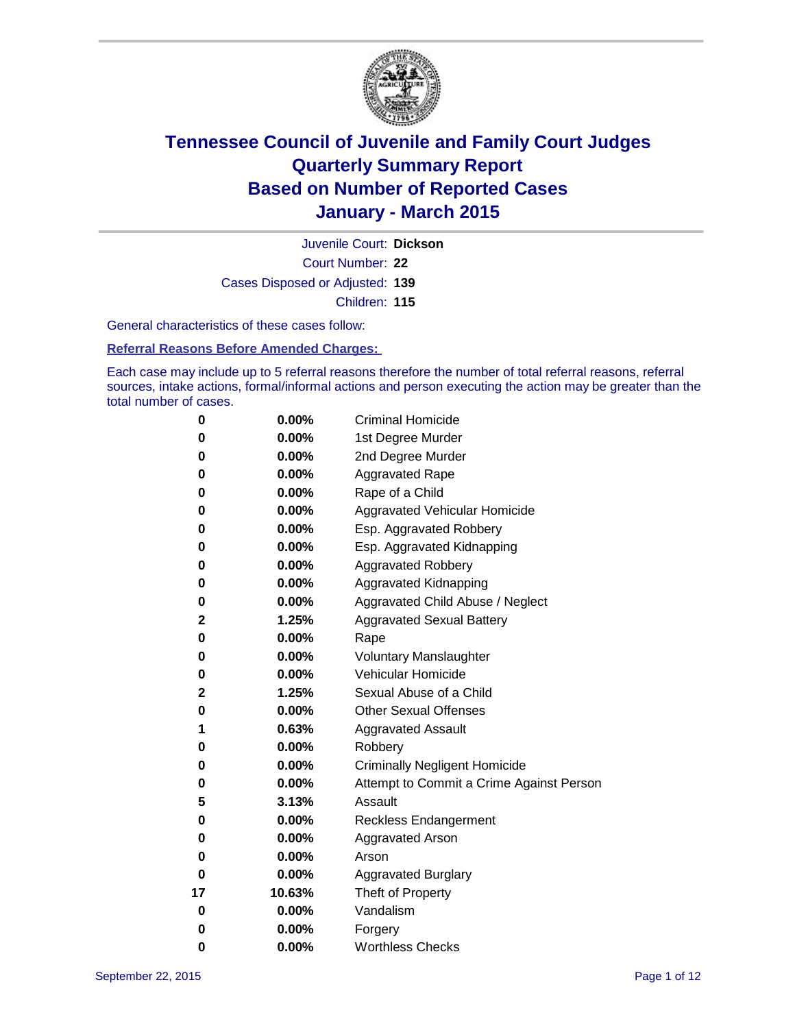# Tennessee Council of Juvenile and Family Court Judges
# Quarterly Summary Report
# Based on Number of Reported Cases
# January - March 2015

Juvenile Court: **Dickson**

Court Number: **22**

Cases Disposed or Adjusted: **139**

Children: **115**

General characteristics of these cases follow:

**Referral Reasons Before Amended Charges:**

Each case may include up to 5 referral reasons therefore the number of total referral reasons, referral sources, intake actions, formal/informal actions and person executing the action may be greater than the total number of cases.

| | | |
|---|---|---|
| **0** | **0.00%** | Criminal Homicide |
| **0** | **0.00%** | 1st Degree Murder |
| **0** | **0.00%** | 2nd Degree Murder |
| **0** | **0.00%** | Aggravated Rape |
| **0** | **0.00%** | Rape of a Child |
| **0** | **0.00%** | Aggravated Vehicular Homicide |
| **0** | **0.00%** | Esp. Aggravated Robbery |
| **0** | **0.00%** | Esp. Aggravated Kidnapping |
| **0** | **0.00%** | Aggravated Robbery |
| **0** | **0.00%** | Aggravated Kidnapping |
| **0** | **0.00%** | Aggravated Child Abuse / Neglect |
| **2** | **1.25%** | Aggravated Sexual Battery |
| **0** | **0.00%** | Rape |
| **0** | **0.00%** | Voluntary Manslaughter |
| **0** | **0.00%** | Vehicular Homicide |
| **2** | **1.25%** | Sexual Abuse of a Child |
| **0** | **0.00%** | Other Sexual Offenses |
| **1** | **0.63%** | Aggravated Assault |
| **0** | **0.00%** | Robbery |
| **0** | **0.00%** | Criminally Negligent Homicide |
| **0** | **0.00%** | Attempt to Commit a Crime Against Person |
| **5** | **3.13%** | Assault |
| **0** | **0.00%** | Reckless Endangerment |
| **0** | **0.00%** | Aggravated Arson |
| **0** | **0.00%** | Arson |
| **0** | **0.00%** | Aggravated Burglary |
| **17** | **10.63%** | Theft of Property |
| **0** | **0.00%** | Vandalism |
| **0** | **0.00%** | Forgery |
| **0** | **0.00%** | Worthless Checks |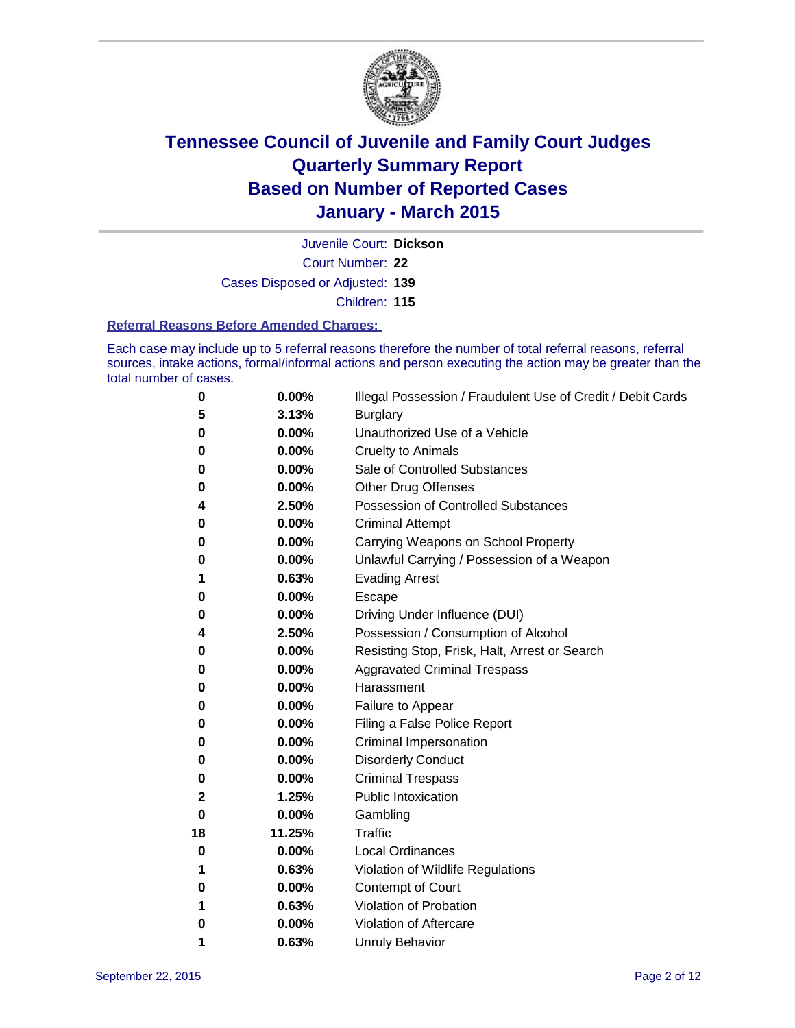# Tennessee Council of Juvenile and Family Court Judges
# Quarterly Summary Report
# Based on Number of Reported Cases
# January - March 2015

Juvenile Court: **Dickson**

Court Number: **22**

Cases Disposed or Adjusted: **139**

Children: **115**

## Referral Reasons Before Amended Charges:

Each case may include up to 5 referral reasons therefore the number of total referral reasons, referral sources, intake actions, formal/informal actions and person executing the action may be greater than the total number of cases.

| Count | Percent | Referral Reason |
|---|---|---|
| **0** | **0.00%** | Illegal Possession / Fraudulent Use of Credit / Debit Cards |
| **5** | **3.13%** | Burglary |
| **0** | **0.00%** | Unauthorized Use of a Vehicle |
| **0** | **0.00%** | Cruelty to Animals |
| **0** | **0.00%** | Sale of Controlled Substances |
| **0** | **0.00%** | Other Drug Offenses |
| **4** | **2.50%** | Possession of Controlled Substances |
| **0** | **0.00%** | Criminal Attempt |
| **0** | **0.00%** | Carrying Weapons on School Property |
| **0** | **0.00%** | Unlawful Carrying / Possession of a Weapon |
| **1** | **0.63%** | Evading Arrest |
| **0** | **0.00%** | Escape |
| **0** | **0.00%** | Driving Under Influence (DUI) |
| **4** | **2.50%** | Possession / Consumption of Alcohol |
| **0** | **0.00%** | Resisting Stop, Frisk, Halt, Arrest or Search |
| **0** | **0.00%** | Aggravated Criminal Trespass |
| **0** | **0.00%** | Harassment |
| **0** | **0.00%** | Failure to Appear |
| **0** | **0.00%** | Filing a False Police Report |
| **0** | **0.00%** | Criminal Impersonation |
| **0** | **0.00%** | Disorderly Conduct |
| **0** | **0.00%** | Criminal Trespass |
| **2** | **1.25%** | Public Intoxication |
| **0** | **0.00%** | Gambling |
| **18** | **11.25%** | Traffic |
| **0** | **0.00%** | Local Ordinances |
| **1** | **0.63%** | Violation of Wildlife Regulations |
| **0** | **0.00%** | Contempt of Court |
| **1** | **0.63%** | Violation of Probation |
| **0** | **0.00%** | Violation of Aftercare |
| **1** | **0.63%** | Unruly Behavior |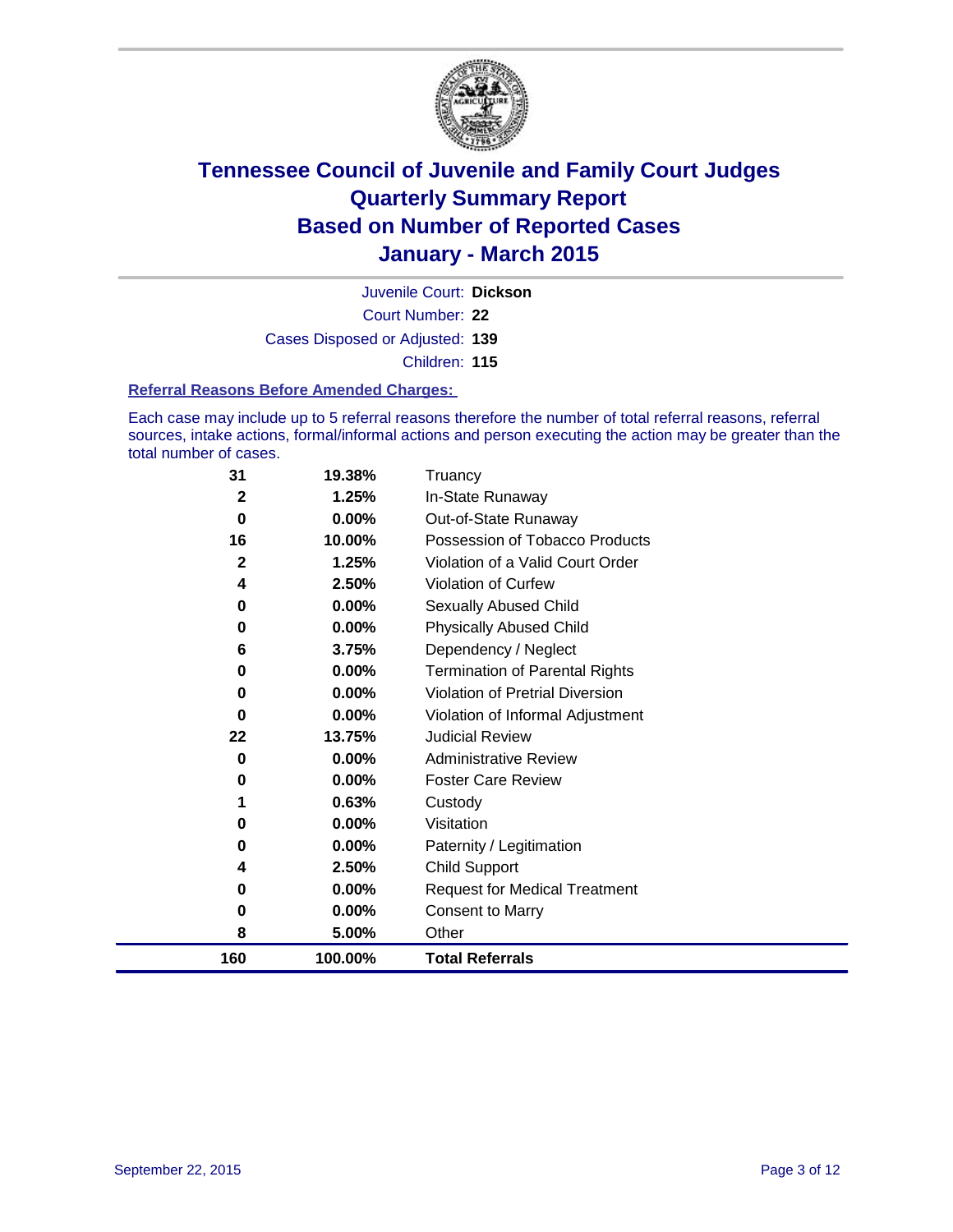# Tennessee Council of Juvenile and Family Court Judges
# Quarterly Summary Report
# Based on Number of Reported Cases
# January - March 2015

Juvenile Court: **Dickson**

Court Number: **22**

Cases Disposed or Adjusted: **139**

Children: **115**

### Referral Reasons Before Amended Charges:

Each case may include up to 5 referral reasons therefore the number of total referral reasons, referral sources, intake actions, formal/informal actions and person executing the action may be greater than the total number of cases.

| Count | Percent | Referral Reason |
|---|---|---|
| 31 | 19.38% | Truancy |
| 2 | 1.25% | In-State Runaway |
| 0 | 0.00% | Out-of-State Runaway |
| 16 | 10.00% | Possession of Tobacco Products |
| 2 | 1.25% | Violation of a Valid Court Order |
| 4 | 2.50% | Violation of Curfew |
| 0 | 0.00% | Sexually Abused Child |
| 0 | 0.00% | Physically Abused Child |
| 6 | 3.75% | Dependency / Neglect |
| 0 | 0.00% | Termination of Parental Rights |
| 0 | 0.00% | Violation of Pretrial Diversion |
| 0 | 0.00% | Violation of Informal Adjustment |
| 22 | 13.75% | Judicial Review |
| 0 | 0.00% | Administrative Review |
| 0 | 0.00% | Foster Care Review |
| 1 | 0.63% | Custody |
| 0 | 0.00% | Visitation |
| 0 | 0.00% | Paternity / Legitimation |
| 4 | 2.50% | Child Support |
| 0 | 0.00% | Request for Medical Treatment |
| 0 | 0.00% | Consent to Marry |
| 8 | 5.00% | Other |
| **160** | **100.00%** | **Total Referrals** |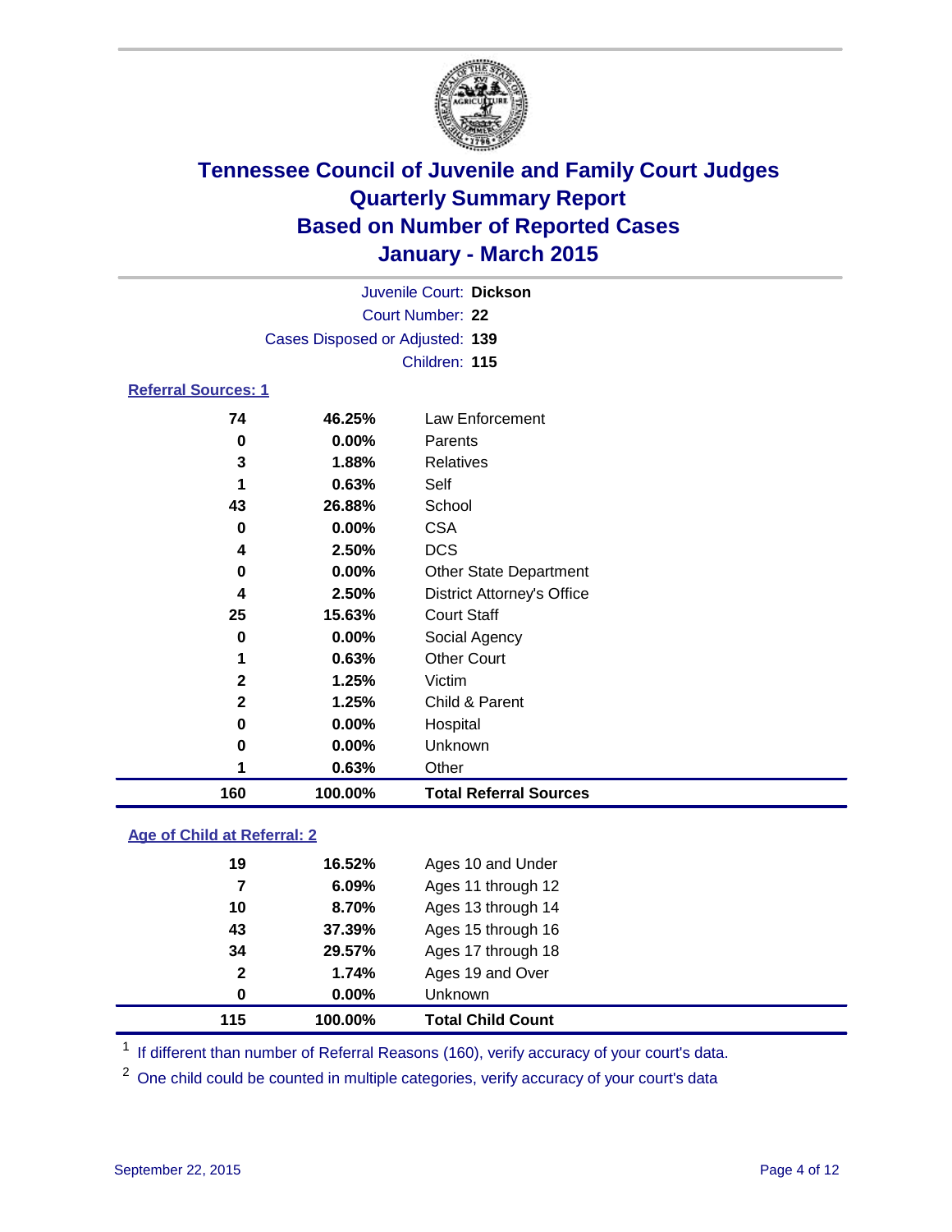# Tennessee Council of Juvenile and Family Court Judges
# Quarterly Summary Report
# Based on Number of Reported Cases
# January - March 2015

Juvenile Court: **Dickson**

Court Number: **22**

Cases Disposed or Adjusted: **139**

Children: **115**

## Referral Sources: 1

| | | |
|---|---|---|
| **74** | **46.25%** | Law Enforcement |
| **0** | **0.00%** | Parents |
| **3** | **1.88%** | Relatives |
| **1** | **0.63%** | Self |
| **43** | **26.88%** | School |
| **0** | **0.00%** | CSA |
| **4** | **2.50%** | DCS |
| **0** | **0.00%** | Other State Department |
| **4** | **2.50%** | District Attorney's Office |
| **25** | **15.63%** | Court Staff |
| **0** | **0.00%** | Social Agency |
| **1** | **0.63%** | Other Court |
| **2** | **1.25%** | Victim |
| **2** | **1.25%** | Child & Parent |
| **0** | **0.00%** | Hospital |
| **0** | **0.00%** | Unknown |
| **1** | **0.63%** | Other |
| **160** | **100.00%** | **Total Referral Sources** |

## Age of Child at Referral: 2

| | | |
|---|---|---|
| **19** | **16.52%** | Ages 10 and Under |
| **7** | **6.09%** | Ages 11 through 12 |
| **10** | **8.70%** | Ages 13 through 14 |
| **43** | **37.39%** | Ages 15 through 16 |
| **34** | **29.57%** | Ages 17 through 18 |
| **2** | **1.74%** | Ages 19 and Over |
| **0** | **0.00%** | Unknown |
| **115** | **100.00%** | **Total Child Count** |

[1] If different than number of Referral Reasons (160), verify accuracy of your court's data.

[2] One child could be counted in multiple categories, verify accuracy of your court's data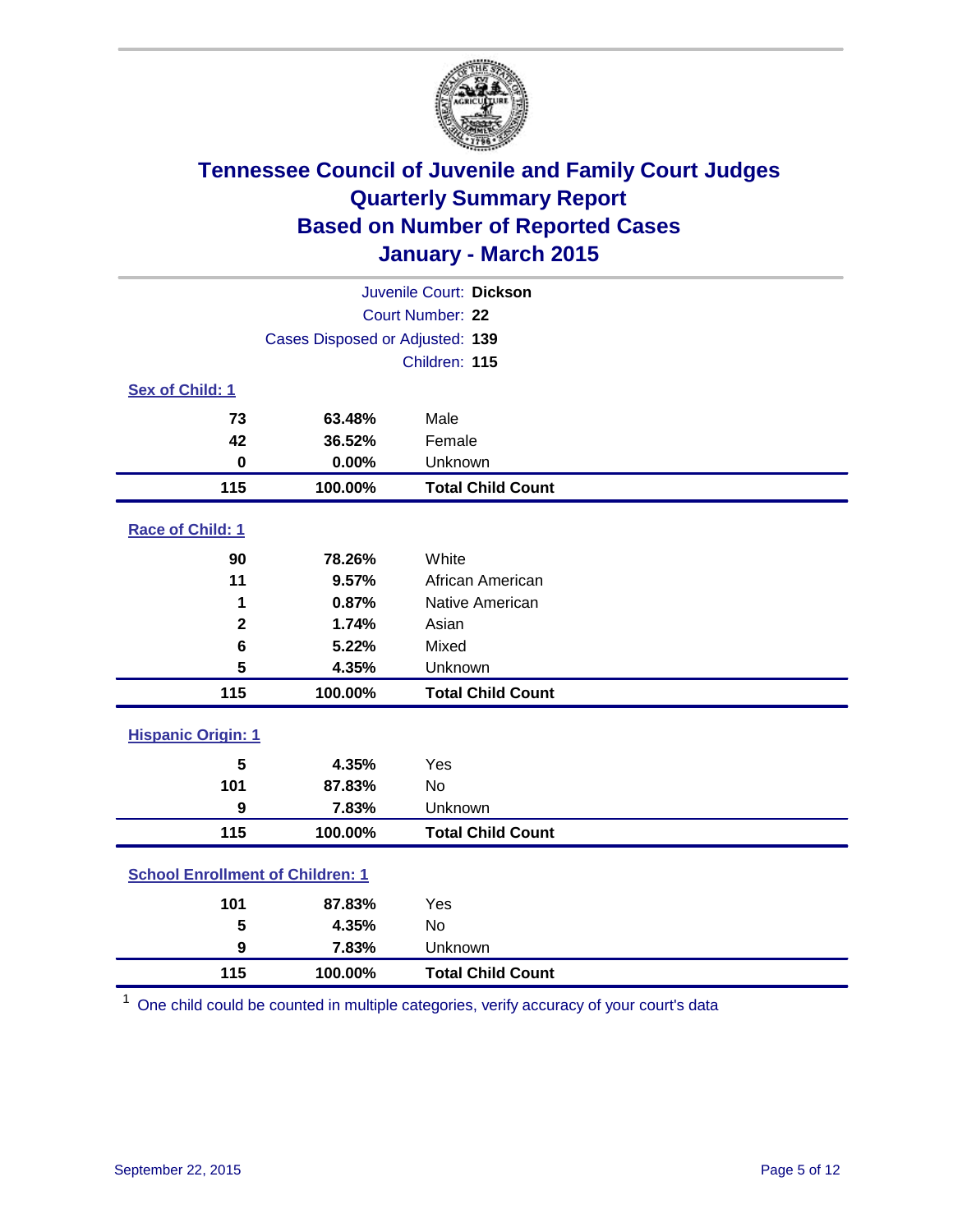# Tennessee Council of Juvenile and Family Court Judges
# Quarterly Summary Report
# Based on Number of Reported Cases
# January - March 2015

Juvenile Court: **Dickson**
Court Number: **22**
Cases Disposed or Adjusted: **139**
Children: **115**

## Sex of Child: 1

| Count | Percent | Category |
|---|---|---|
| 73 | 63.48% | Male |
| 42 | 36.52% | Female |
| 0 | 0.00% | Unknown |
| **115** | **100.00%** | **Total Child Count** |

## Race of Child: 1

| Count | Percent | Category |
|---|---|---|
| 90 | 78.26% | White |
| 11 | 9.57% | African American |
| 1 | 0.87% | Native American |
| 2 | 1.74% | Asian |
| 6 | 5.22% | Mixed |
| 5 | 4.35% | Unknown |
| **115** | **100.00%** | **Total Child Count** |

## Hispanic Origin: 1

| Count | Percent | Category |
|---|---|---|
| 5 | 4.35% | Yes |
| 101 | 87.83% | No |
| 9 | 7.83% | Unknown |
| **115** | **100.00%** | **Total Child Count** |

## School Enrollment of Children: 1

| Count | Percent | Category |
|---|---|---|
| 101 | 87.83% | Yes |
| 5 | 4.35% | No |
| 9 | 7.83% | Unknown |
| **115** | **100.00%** | **Total Child Count** |

[1] One child could be counted in multiple categories, verify accuracy of your court's data

September 22, 2015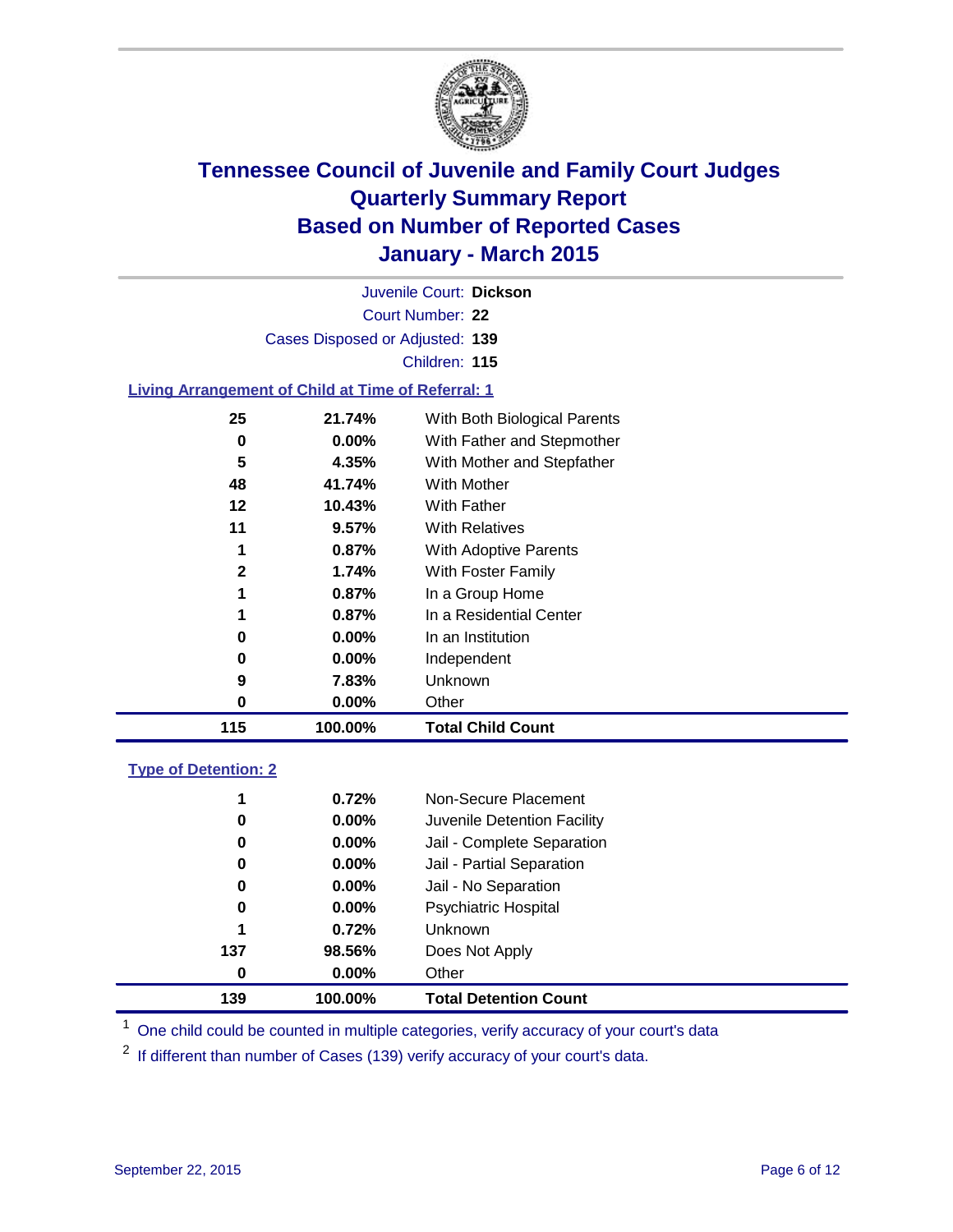# Tennessee Council of Juvenile and Family Court Judges
## Quarterly Summary Report
## Based on Number of Reported Cases
## January - March 2015

Juvenile Court: **Dickson**

Court Number: **22**

Cases Disposed or Adjusted: **139**

Children: **115**

### Living Arrangement of Child at Time of Referral: 1

| Count | Percent | Living Arrangement |
|---|---|---|
| 25 | 21.74% | With Both Biological Parents |
| 0 | 0.00% | With Father and Stepmother |
| 5 | 4.35% | With Mother and Stepfather |
| 48 | 41.74% | With Mother |
| 12 | 10.43% | With Father |
| 11 | 9.57% | With Relatives |
| 1 | 0.87% | With Adoptive Parents |
| 2 | 1.74% | With Foster Family |
| 1 | 0.87% | In a Group Home |
| 1 | 0.87% | In a Residential Center |
| 0 | 0.00% | In an Institution |
| 0 | 0.00% | Independent |
| 9 | 7.83% | Unknown |
| 0 | 0.00% | Other |
| **115** | **100.00%** | **Total Child Count** |

### Type of Detention: 2

| Count | Percent | Type of Detention |
|---|---|---|
| 1 | 0.72% | Non-Secure Placement |
| 0 | 0.00% | Juvenile Detention Facility |
| 0 | 0.00% | Jail - Complete Separation |
| 0 | 0.00% | Jail - Partial Separation |
| 0 | 0.00% | Jail - No Separation |
| 0 | 0.00% | Psychiatric Hospital |
| 1 | 0.72% | Unknown |
| 137 | 98.56% | Does Not Apply |
| 0 | 0.00% | Other |
| **139** | **100.00%** | **Total Detention Count** |

[1] One child could be counted in multiple categories, verify accuracy of your court's data

[2] If different than number of Cases (139) verify accuracy of your court's data.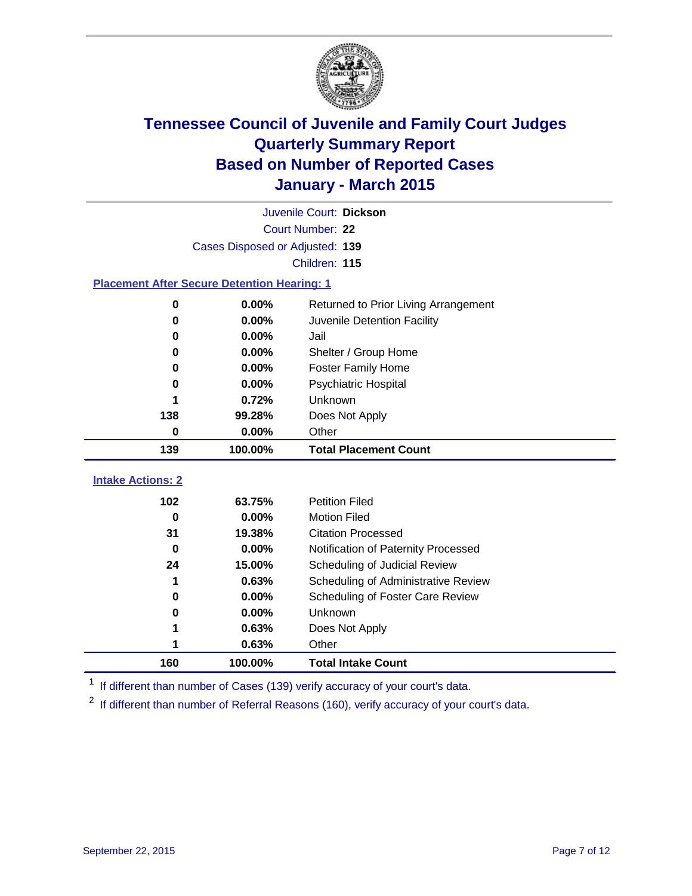# Tennessee Council of Juvenile and Family Court Judges
# Quarterly Summary Report
# Based on Number of Reported Cases
# January - March 2015

Juvenile Court: **Dickson**

Court Number: **22**

Cases Disposed or Adjusted: **139**

Children: **115**

### Placement After Secure Detention Hearing: 1

| Count | Percent | Placement |
|---|---|---|
| 0 | 0.00% | Returned to Prior Living Arrangement |
| 0 | 0.00% | Juvenile Detention Facility |
| 0 | 0.00% | Jail |
| 0 | 0.00% | Shelter / Group Home |
| 0 | 0.00% | Foster Family Home |
| 0 | 0.00% | Psychiatric Hospital |
| 1 | 0.72% | Unknown |
| 138 | 99.28% | Does Not Apply |
| 0 | 0.00% | Other |
| **139** | **100.00%** | **Total Placement Count** |

### Intake Actions: 2

| Count | Percent | Intake Action |
|---|---|---|
| 102 | 63.75% | Petition Filed |
| 0 | 0.00% | Motion Filed |
| 31 | 19.38% | Citation Processed |
| 0 | 0.00% | Notification of Paternity Processed |
| 24 | 15.00% | Scheduling of Judicial Review |
| 1 | 0.63% | Scheduling of Administrative Review |
| 0 | 0.00% | Scheduling of Foster Care Review |
| 0 | 0.00% | Unknown |
| 1 | 0.63% | Does Not Apply |
| 1 | 0.63% | Other |
| **160** | **100.00%** | **Total Intake Count** |

[1] If different than number of Cases (139) verify accuracy of your court's data.

[2] If different than number of Referral Reasons (160), verify accuracy of your court's data.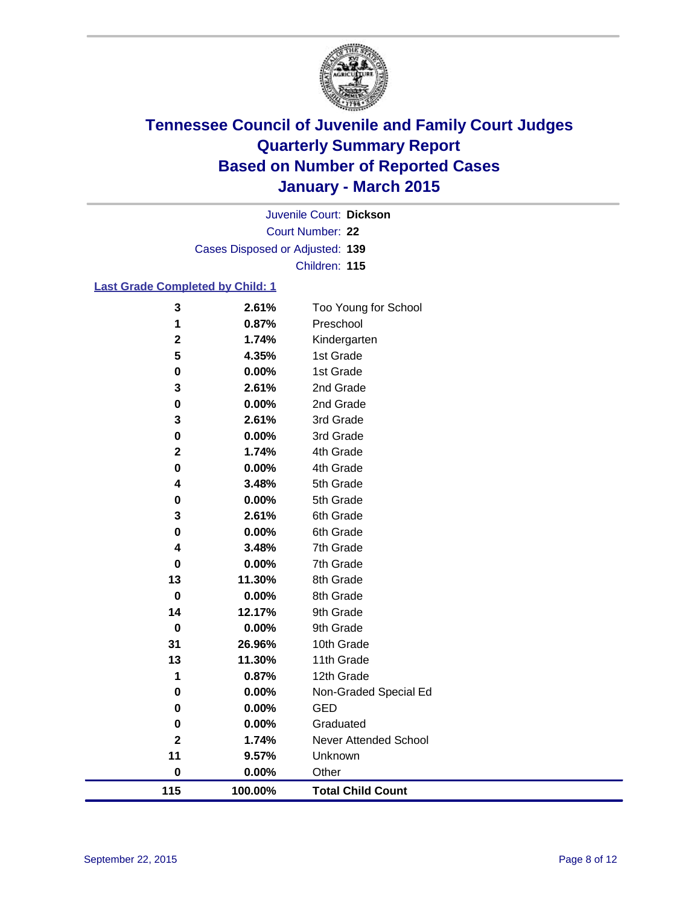# Tennessee Council of Juvenile and Family Court Judges
## Quarterly Summary Report
## Based on Number of Reported Cases
## January - March 2015

Juvenile Court: **Dickson**
Court Number: **22**
Cases Disposed or Adjusted: **139**
Children: **115**

### Last Grade Completed by Child: 1

| Count | Percent | Grade |
|---|---|---|
| 3 | 2.61% | Too Young for School |
| 1 | 0.87% | Preschool |
| 2 | 1.74% | Kindergarten |
| 5 | 4.35% | 1st Grade |
| 0 | 0.00% | 1st Grade |
| 3 | 2.61% | 2nd Grade |
| 0 | 0.00% | 2nd Grade |
| 3 | 2.61% | 3rd Grade |
| 0 | 0.00% | 3rd Grade |
| 2 | 1.74% | 4th Grade |
| 0 | 0.00% | 4th Grade |
| 4 | 3.48% | 5th Grade |
| 0 | 0.00% | 5th Grade |
| 3 | 2.61% | 6th Grade |
| 0 | 0.00% | 6th Grade |
| 4 | 3.48% | 7th Grade |
| 0 | 0.00% | 7th Grade |
| 13 | 11.30% | 8th Grade |
| 0 | 0.00% | 8th Grade |
| 14 | 12.17% | 9th Grade |
| 0 | 0.00% | 9th Grade |
| 31 | 26.96% | 10th Grade |
| 13 | 11.30% | 11th Grade |
| 1 | 0.87% | 12th Grade |
| 0 | 0.00% | Non-Graded Special Ed |
| 0 | 0.00% | GED |
| 0 | 0.00% | Graduated |
| 2 | 1.74% | Never Attended School |
| 11 | 9.57% | Unknown |
| 0 | 0.00% | Other |
| **115** | **100.00%** | **Total Child Count** |

September 22, 2015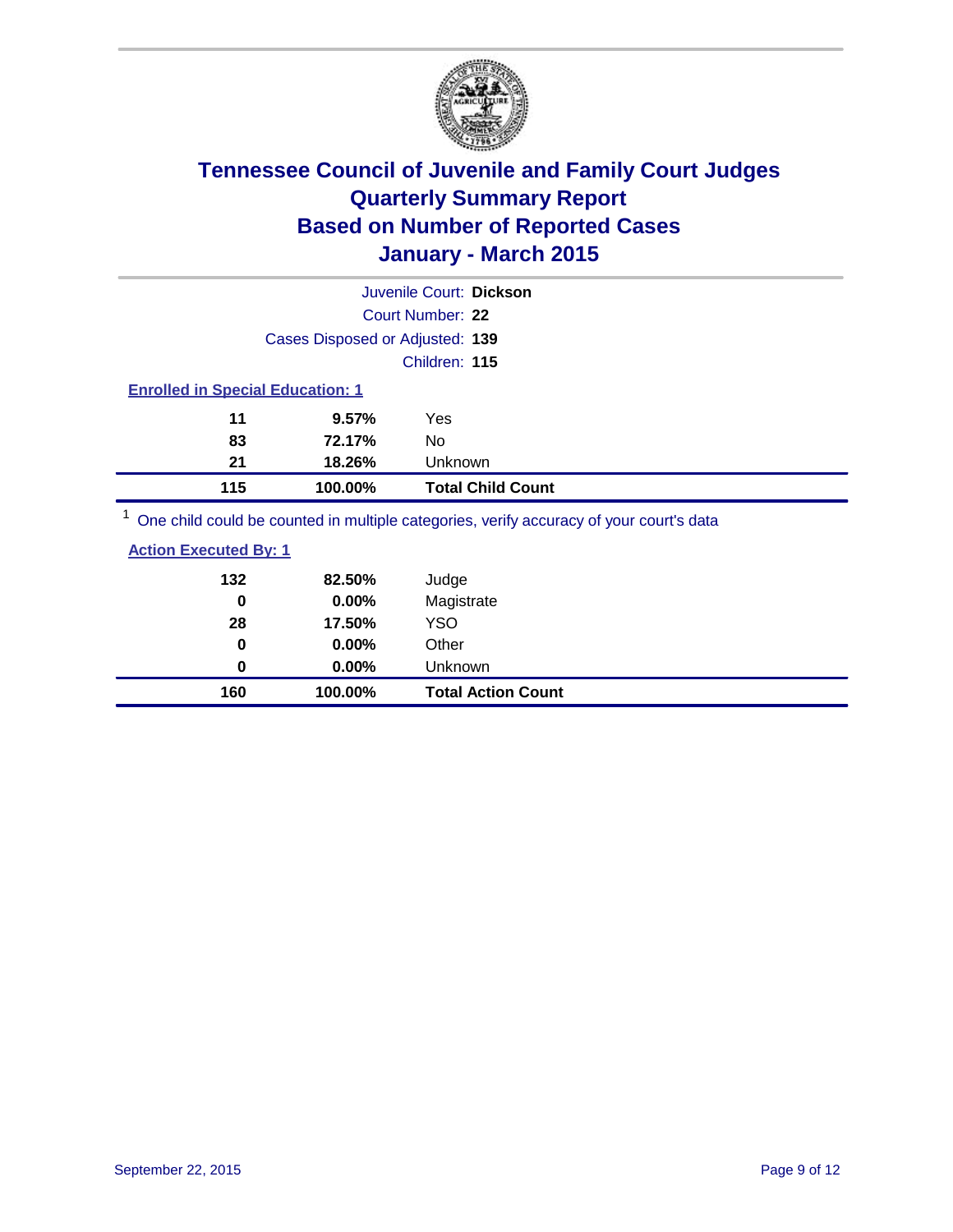# Tennessee Council of Juvenile and Family Court Judges
# Quarterly Summary Report
# Based on Number of Reported Cases
# January - March 2015

Juvenile Court: **Dickson**

Court Number: **22**

Cases Disposed or Adjusted: **139**

Children: **115**

## Enrolled in Special Education: 1

| | | |
|---|---|---|
| **11** | **9.57%** | Yes |
| **83** | **72.17%** | No |
| **21** | **18.26%** | Unknown |
| **115** | **100.00%** | **Total Child Count** |

[1] One child could be counted in multiple categories, verify accuracy of your court's data

## Action Executed By: 1

| | | |
|---|---|---|
| **132** | **82.50%** | Judge |
| **0** | **0.00%** | Magistrate |
| **28** | **17.50%** | YSO |
| **0** | **0.00%** | Other |
| **0** | **0.00%** | Unknown |
| **160** | **100.00%** | **Total Action Count** |

September 22, 2015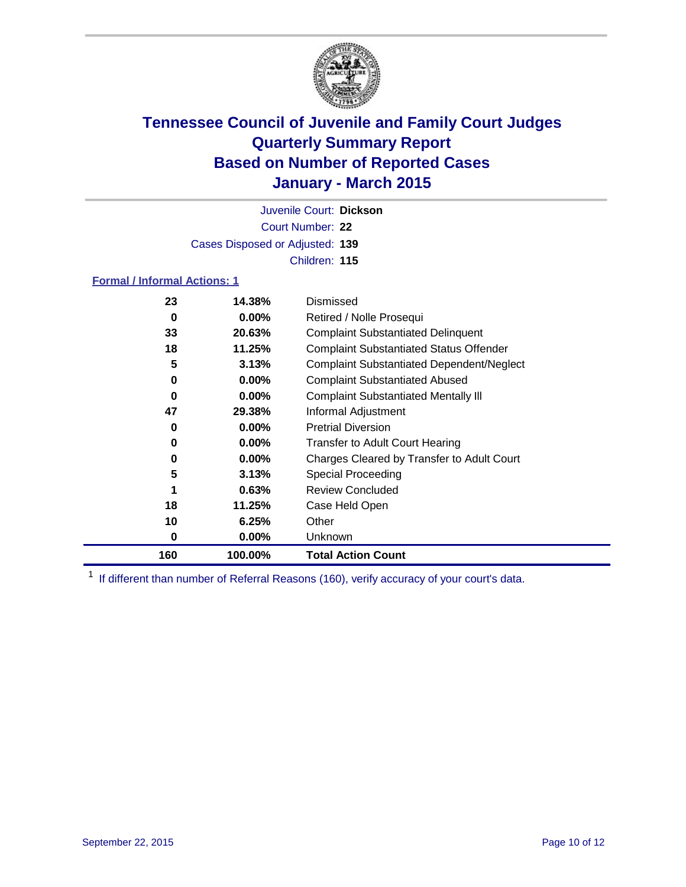# Tennessee Council of Juvenile and Family Court Judges
## Quarterly Summary Report
## Based on Number of Reported Cases
## January - March 2015

Juvenile Court: **Dickson**
Court Number: **22**
Cases Disposed or Adjusted: **139**
Children: **115**

### Formal / Informal Actions: 1

| | | |
|---|---|---|
| **23** | **14.38%** | Dismissed |
| **0** | **0.00%** | Retired / Nolle Prosequi |
| **33** | **20.63%** | Complaint Substantiated Delinquent |
| **18** | **11.25%** | Complaint Substantiated Status Offender |
| **5** | **3.13%** | Complaint Substantiated Dependent/Neglect |
| **0** | **0.00%** | Complaint Substantiated Abused |
| **0** | **0.00%** | Complaint Substantiated Mentally Ill |
| **47** | **29.38%** | Informal Adjustment |
| **0** | **0.00%** | Pretrial Diversion |
| **0** | **0.00%** | Transfer to Adult Court Hearing |
| **0** | **0.00%** | Charges Cleared by Transfer to Adult Court |
| **5** | **3.13%** | Special Proceeding |
| **1** | **0.63%** | Review Concluded |
| **18** | **11.25%** | Case Held Open |
| **10** | **6.25%** | Other |
| **0** | **0.00%** | Unknown |
| **160** | **100.00%** | **Total Action Count** |

[1] If different than number of Referral Reasons (160), verify accuracy of your court's data.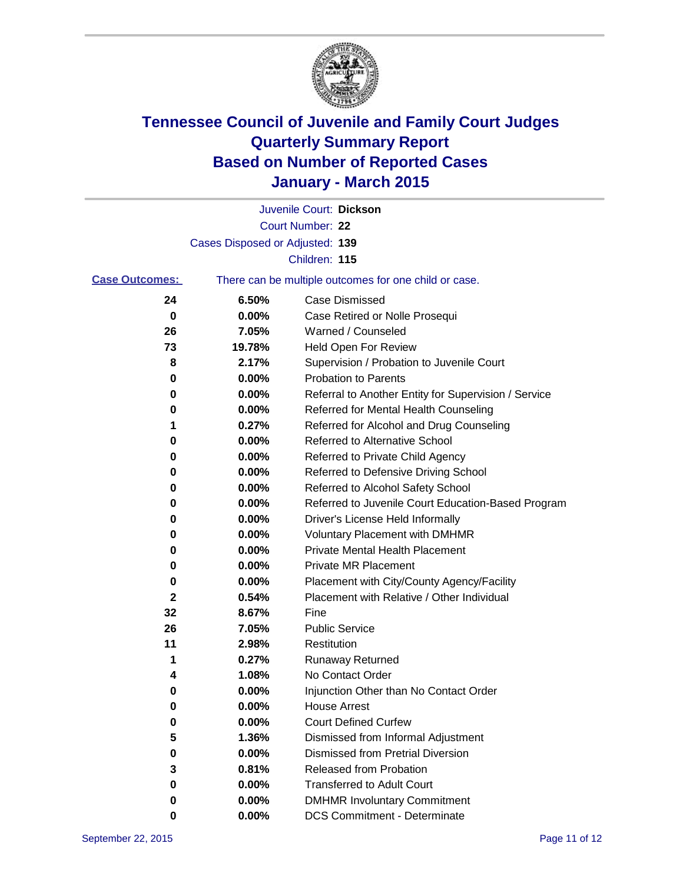# Tennessee Council of Juvenile and Family Court Judges
# Quarterly Summary Report
# Based on Number of Reported Cases
# January - March 2015

Juvenile Court: **Dickson**

Court Number: **22**

Cases Disposed or Adjusted: **139**

Children: **115**

**Case Outcomes:** There can be multiple outcomes for one child or case.

| Count | Percent | Outcome |
|---|---|---|
| 24 | 6.50% | Case Dismissed |
| 0 | 0.00% | Case Retired or Nolle Prosequi |
| 26 | 7.05% | Warned / Counseled |
| 73 | 19.78% | Held Open For Review |
| 8 | 2.17% | Supervision / Probation to Juvenile Court |
| 0 | 0.00% | Probation to Parents |
| 0 | 0.00% | Referral to Another Entity for Supervision / Service |
| 0 | 0.00% | Referred for Mental Health Counseling |
| 1 | 0.27% | Referred for Alcohol and Drug Counseling |
| 0 | 0.00% | Referred to Alternative School |
| 0 | 0.00% | Referred to Private Child Agency |
| 0 | 0.00% | Referred to Defensive Driving School |
| 0 | 0.00% | Referred to Alcohol Safety School |
| 0 | 0.00% | Referred to Juvenile Court Education-Based Program |
| 0 | 0.00% | Driver's License Held Informally |
| 0 | 0.00% | Voluntary Placement with DMHMR |
| 0 | 0.00% | Private Mental Health Placement |
| 0 | 0.00% | Private MR Placement |
| 0 | 0.00% | Placement with City/County Agency/Facility |
| 2 | 0.54% | Placement with Relative / Other Individual |
| 32 | 8.67% | Fine |
| 26 | 7.05% | Public Service |
| 11 | 2.98% | Restitution |
| 1 | 0.27% | Runaway Returned |
| 4 | 1.08% | No Contact Order |
| 0 | 0.00% | Injunction Other than No Contact Order |
| 0 | 0.00% | House Arrest |
| 0 | 0.00% | Court Defined Curfew |
| 5 | 1.36% | Dismissed from Informal Adjustment |
| 0 | 0.00% | Dismissed from Pretrial Diversion |
| 3 | 0.81% | Released from Probation |
| 0 | 0.00% | Transferred to Adult Court |
| 0 | 0.00% | DMHMR Involuntary Commitment |
| 0 | 0.00% | DCS Commitment - Determinate |

September 22, 2015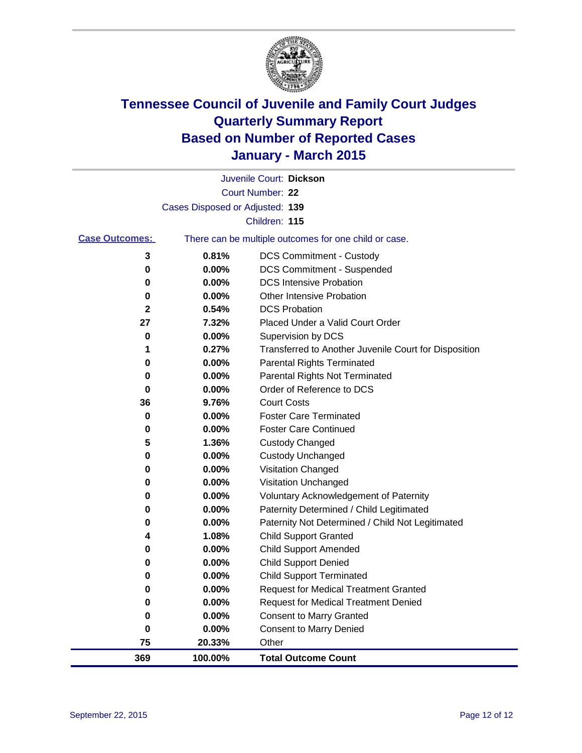# Tennessee Council of Juvenile and Family Court Judges
## Quarterly Summary Report
## Based on Number of Reported Cases
## January - March 2015

Juvenile Court: **Dickson**

Court Number: **22**

Cases Disposed or Adjusted: **139**

Children: **115**

**Case Outcomes:** There can be multiple outcomes for one child or case.

| | | |
|---|---|---|
| 3 | 0.81% | DCS Commitment - Custody |
| 0 | 0.00% | DCS Commitment - Suspended |
| 0 | 0.00% | DCS Intensive Probation |
| 0 | 0.00% | Other Intensive Probation |
| 2 | 0.54% | DCS Probation |
| 27 | 7.32% | Placed Under a Valid Court Order |
| 0 | 0.00% | Supervision by DCS |
| 1 | 0.27% | Transferred to Another Juvenile Court for Disposition |
| 0 | 0.00% | Parental Rights Terminated |
| 0 | 0.00% | Parental Rights Not Terminated |
| 0 | 0.00% | Order of Reference to DCS |
| 36 | 9.76% | Court Costs |
| 0 | 0.00% | Foster Care Terminated |
| 0 | 0.00% | Foster Care Continued |
| 5 | 1.36% | Custody Changed |
| 0 | 0.00% | Custody Unchanged |
| 0 | 0.00% | Visitation Changed |
| 0 | 0.00% | Visitation Unchanged |
| 0 | 0.00% | Voluntary Acknowledgement of Paternity |
| 0 | 0.00% | Paternity Determined / Child Legitimated |
| 0 | 0.00% | Paternity Not Determined / Child Not Legitimated |
| 4 | 1.08% | Child Support Granted |
| 0 | 0.00% | Child Support Amended |
| 0 | 0.00% | Child Support Denied |
| 0 | 0.00% | Child Support Terminated |
| 0 | 0.00% | Request for Medical Treatment Granted |
| 0 | 0.00% | Request for Medical Treatment Denied |
| 0 | 0.00% | Consent to Marry Granted |
| 0 | 0.00% | Consent to Marry Denied |
| 75 | 20.33% | Other |
| **369** | **100.00%** | **Total Outcome Count** |